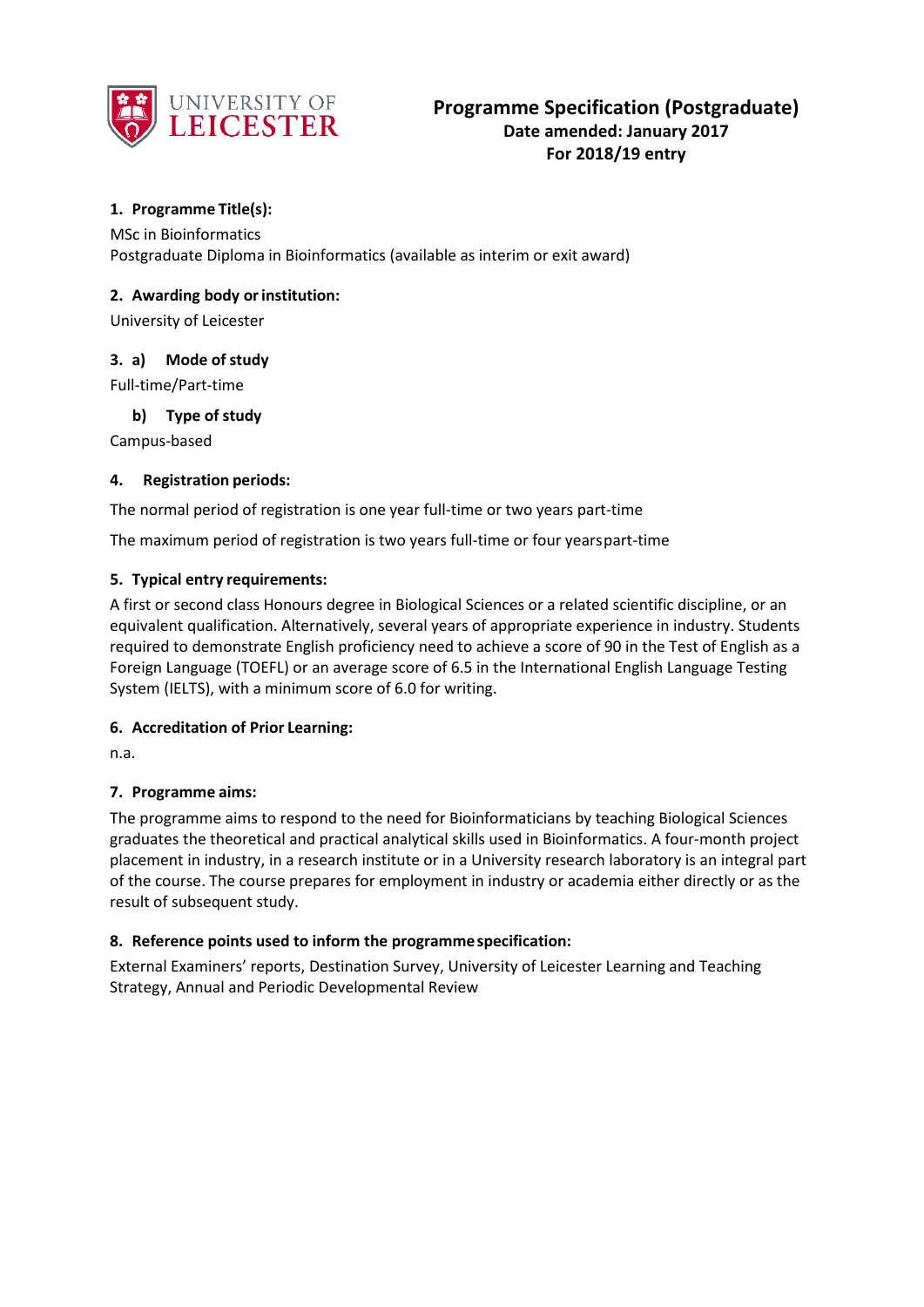UNIVERSITY OF LEICESTER

# Programme Specification (Postgraduate)

**Date amended: January 2017**

**For 2018/19 entry**

### 1. Programme Title(s):

MSc in Bioinformatics

Postgraduate Diploma in Bioinformatics (available as interim or exit award)

### 2. Awarding body or institution:

University of Leicester

### 3. a) Mode of study

Full-time/Part-time

### b) Type of study

Campus-based

### 4. Registration periods:

The normal period of registration is one year full-time or two years part-time

The maximum period of registration is two years full-time or four years part-time

### 5. Typical entry requirements:

A first or second class Honours degree in Biological Sciences or a related scientific discipline, or an equivalent qualification. Alternatively, several years of appropriate experience in industry. Students required to demonstrate English proficiency need to achieve a score of 90 in the Test of English as a Foreign Language (TOEFL) or an average score of 6.5 in the International English Language Testing System (IELTS), with a minimum score of 6.0 for writing.

### 6. Accreditation of Prior Learning:

n.a.

### 7. Programme aims:

The programme aims to respond to the need for Bioinformaticians by teaching Biological Sciences graduates the theoretical and practical analytical skills used in Bioinformatics. A four-month project placement in industry, in a research institute or in a University research laboratory is an integral part of the course. The course prepares for employment in industry or academia either directly or as the result of subsequent study.

### 8. Reference points used to inform the programme specification:

External Examiners' reports, Destination Survey, University of Leicester Learning and Teaching Strategy, Annual and Periodic Developmental Review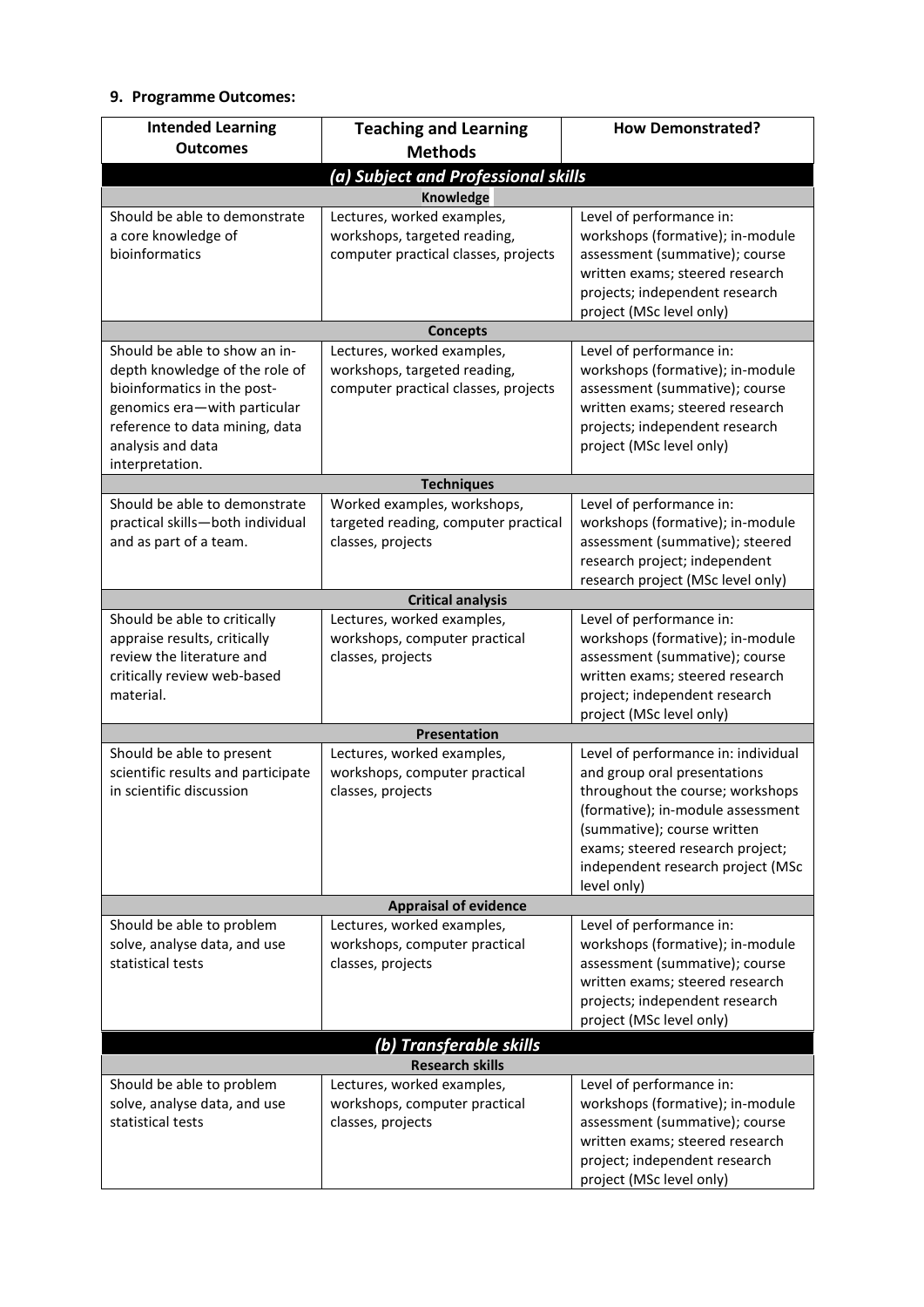**9. Programme Outcomes:**

| Intended Learning Outcomes | Teaching and Learning Methods | How Demonstrated? |
|---|---|---|
| ***(a) Subject and Professional skills*** | | |
| **Knowledge** | | |
| Should be able to demonstrate a core knowledge of bioinformatics | Lectures, worked examples, workshops, targeted reading, computer practical classes, projects | Level of performance in: workshops (formative); in-module assessment (summative); course written exams; steered research projects; independent research project (MSc level only) |
| **Concepts** | | |
| Should be able to show an in-depth knowledge of the role of bioinformatics in the post-genomics era—with particular reference to data mining, data analysis and data interpretation. | Lectures, worked examples, workshops, targeted reading, computer practical classes, projects | Level of performance in: workshops (formative); in-module assessment (summative); course written exams; steered research projects; independent research project (MSc level only) |
| **Techniques** | | |
| Should be able to demonstrate practical skills—both individual and as part of a team. | Worked examples, workshops, targeted reading, computer practical classes, projects | Level of performance in: workshops (formative); in-module assessment (summative); steered research project; independent research project (MSc level only) |
| **Critical analysis** | | |
| Should be able to critically appraise results, critically review the literature and critically review web-based material. | Lectures, worked examples, workshops, computer practical classes, projects | Level of performance in: workshops (formative); in-module assessment (summative); course written exams; steered research project; independent research project (MSc level only) |
| **Presentation** | | |
| Should be able to present scientific results and participate in scientific discussion | Lectures, worked examples, workshops, computer practical classes, projects | Level of performance in: individual and group oral presentations throughout the course; workshops (formative); in-module assessment (summative); course written exams; steered research project; independent research project (MSc level only) |
| **Appraisal of evidence** | | |
| Should be able to problem solve, analyse data, and use statistical tests | Lectures, worked examples, workshops, computer practical classes, projects | Level of performance in: workshops (formative); in-module assessment (summative); course written exams; steered research projects; independent research project (MSc level only) |
| ***(b) Transferable skills*** | | |
| **Research skills** | | |
| Should be able to problem solve, analyse data, and use statistical tests | Lectures, worked examples, workshops, computer practical classes, projects | Level of performance in: workshops (formative); in-module assessment (summative); course written exams; steered research project; independent research project (MSc level only) |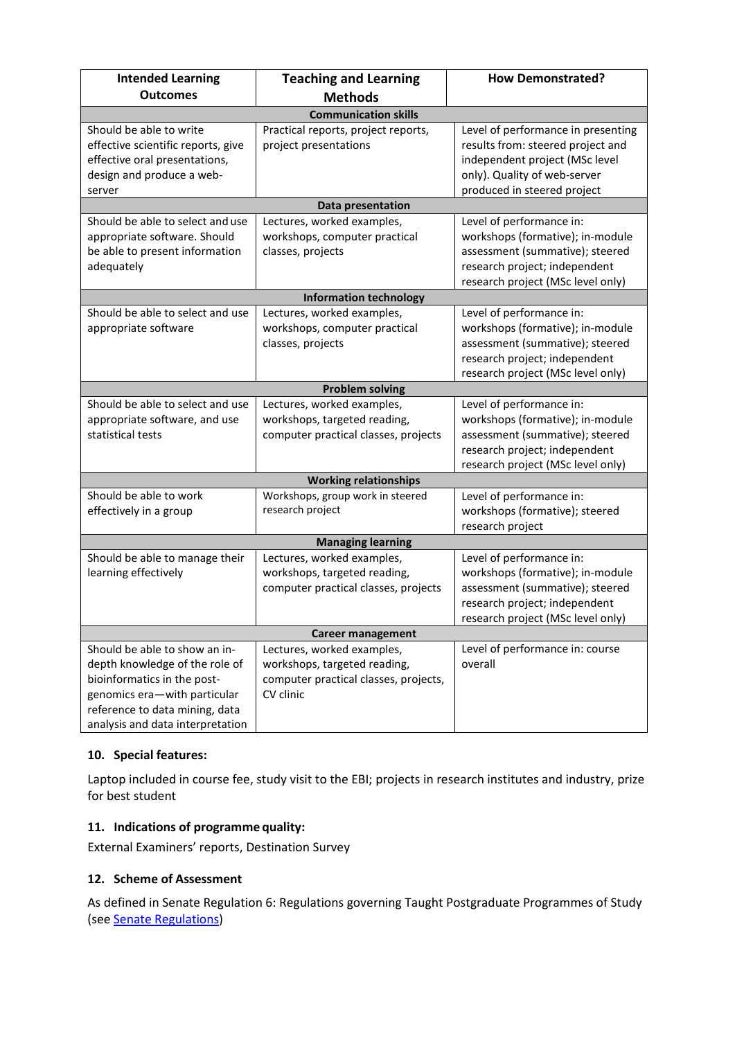| Intended Learning Outcomes | Teaching and Learning Methods | How Demonstrated? |
|---|---|---|
| **Communication skills** | | |
| Should be able to write effective scientific reports, give effective oral presentations, design and produce a web-server | Practical reports, project reports, project presentations | Level of performance in presenting results from: steered project and independent project (MSc level only). Quality of web-server produced in steered project |
| **Data presentation** | | |
| Should be able to select and use appropriate software. Should be able to present information adequately | Lectures, worked examples, workshops, computer practical classes, projects | Level of performance in: workshops (formative); in-module assessment (summative); steered research project; independent research project (MSc level only) |
| **Information technology** | | |
| Should be able to select and use appropriate software | Lectures, worked examples, workshops, computer practical classes, projects | Level of performance in: workshops (formative); in-module assessment (summative); steered research project; independent research project (MSc level only) |
| **Problem solving** | | |
| Should be able to select and use appropriate software, and use statistical tests | Lectures, worked examples, workshops, targeted reading, computer practical classes, projects | Level of performance in: workshops (formative); in-module assessment (summative); steered research project; independent research project (MSc level only) |
| **Working relationships** | | |
| Should be able to work effectively in a group | Workshops, group work in steered research project | Level of performance in: workshops (formative); steered research project |
| **Managing learning** | | |
| Should be able to manage their learning effectively | Lectures, worked examples, workshops, targeted reading, computer practical classes, projects | Level of performance in: workshops (formative); in-module assessment (summative); steered research project; independent research project (MSc level only) |
| **Career management** | | |
| Should be able to show an in-depth knowledge of the role of bioinformatics in the post-genomics era—with particular reference to data mining, data analysis and data interpretation | Lectures, worked examples, workshops, targeted reading, computer practical classes, projects, CV clinic | Level of performance in: course overall |

### 10. Special features:

Laptop included in course fee, study visit to the EBI; projects in research institutes and industry, prize for best student

### 11. Indications of programme quality:

External Examiners' reports, Destination Survey

### 12. Scheme of Assessment

As defined in Senate Regulation 6: Regulations governing Taught Postgraduate Programmes of Study (see Senate Regulations)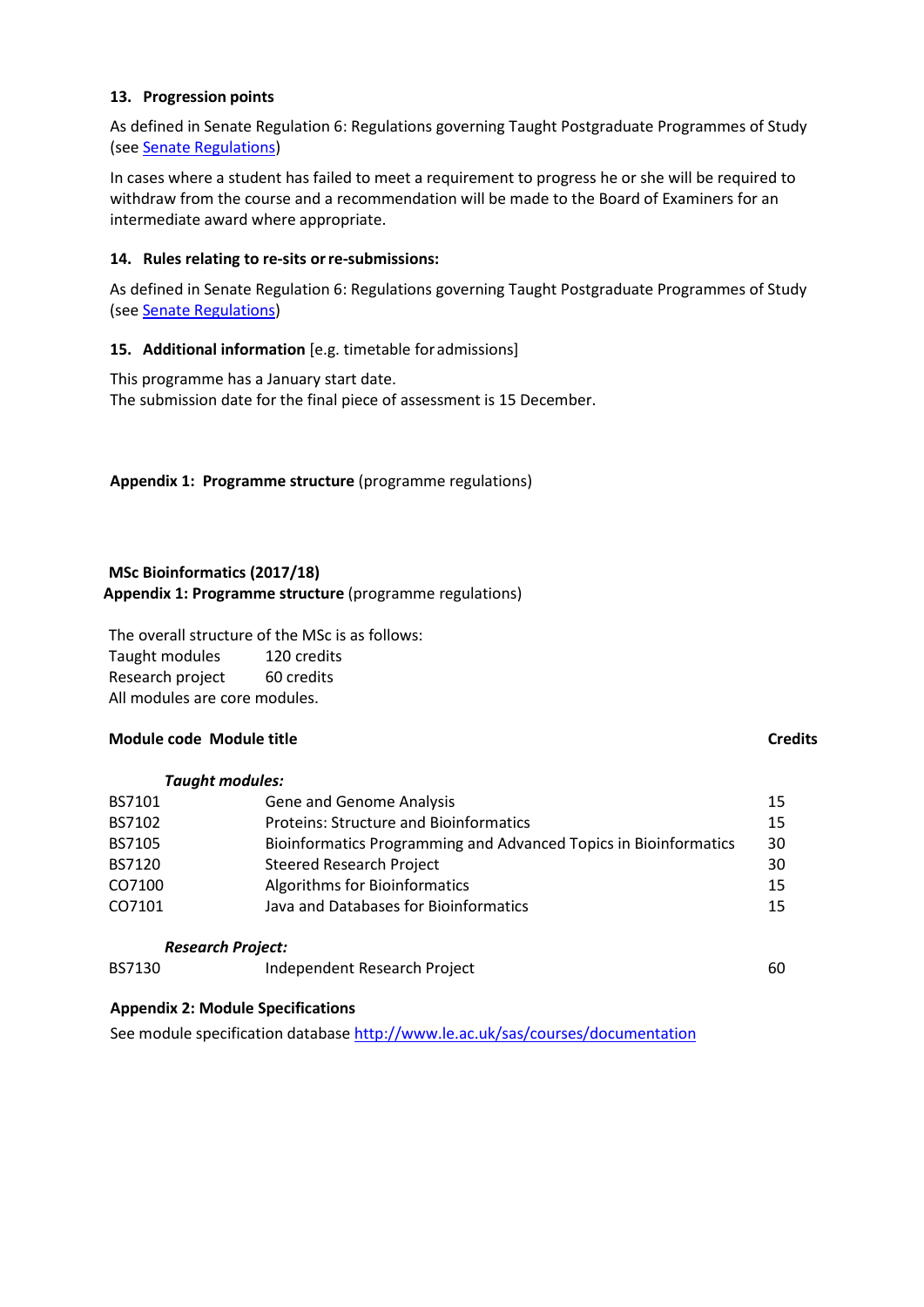### 13. Progression points

As defined in Senate Regulation 6: Regulations governing Taught Postgraduate Programmes of Study (see [Senate Regulations](Senate Regulations))

In cases where a student has failed to meet a requirement to progress he or she will be required to withdraw from the course and a recommendation will be made to the Board of Examiners for an intermediate award where appropriate.

### 14. Rules relating to re-sits or re-submissions:

As defined in Senate Regulation 6: Regulations governing Taught Postgraduate Programmes of Study (see [Senate Regulations](Senate Regulations))

### 15. Additional information [e.g. timetable for admissions]

This programme has a January start date.
The submission date for the final piece of assessment is 15 December.

**Appendix 1: Programme structure** (programme regulations)

**MSc Bioinformatics (2017/18)**
**Appendix 1: Programme structure** (programme regulations)

The overall structure of the MSc is as follows:
Taught modules 120 credits
Research project 60 credits
All modules are core modules.

| Module code | Module title | Credits |
|---|---|---|
| | ***Taught modules:*** | |
| BS7101 | Gene and Genome Analysis | 15 |
| BS7102 | Proteins: Structure and Bioinformatics | 15 |
| BS7105 | Bioinformatics Programming and Advanced Topics in Bioinformatics | 30 |
| BS7120 | Steered Research Project | 30 |
| CO7100 | Algorithms for Bioinformatics | 15 |
| CO7101 | Java and Databases for Bioinformatics | 15 |
| | ***Research Project:*** | |
| BS7130 | Independent Research Project | 60 |

**Appendix 2: Module Specifications**

See module specification database [http://www.le.ac.uk/sas/courses/documentation](http://www.le.ac.uk/sas/courses/documentation)